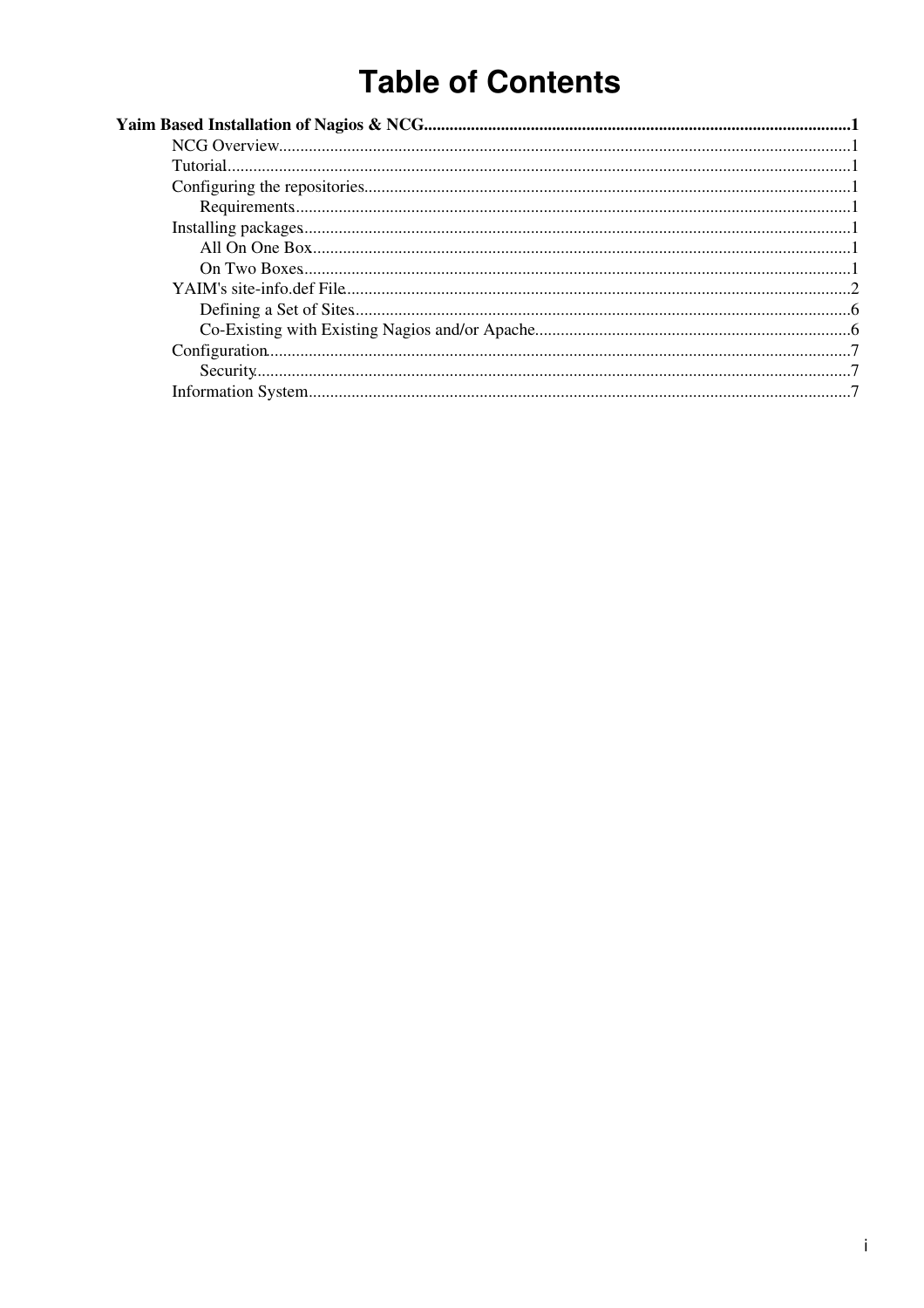# Table of Contents

**Yaim Based Installation of Nagios & NCG** ..... 1

- NCG Overview ..... 1
- Tutorial ..... 1
- Configuring the repositories ..... 1
  - Requirements ..... 1
- Installing packages ..... 1
  - All On One Box ..... 1
  - On Two Boxes ..... 1
- YAIM's site-info.def File ..... 2
  - Defining a Set of Sites ..... 6
  - Co-Existing with Existing Nagios and/or Apache ..... 6
- Configuration ..... 7
  - Security ..... 7
- Information System ..... 7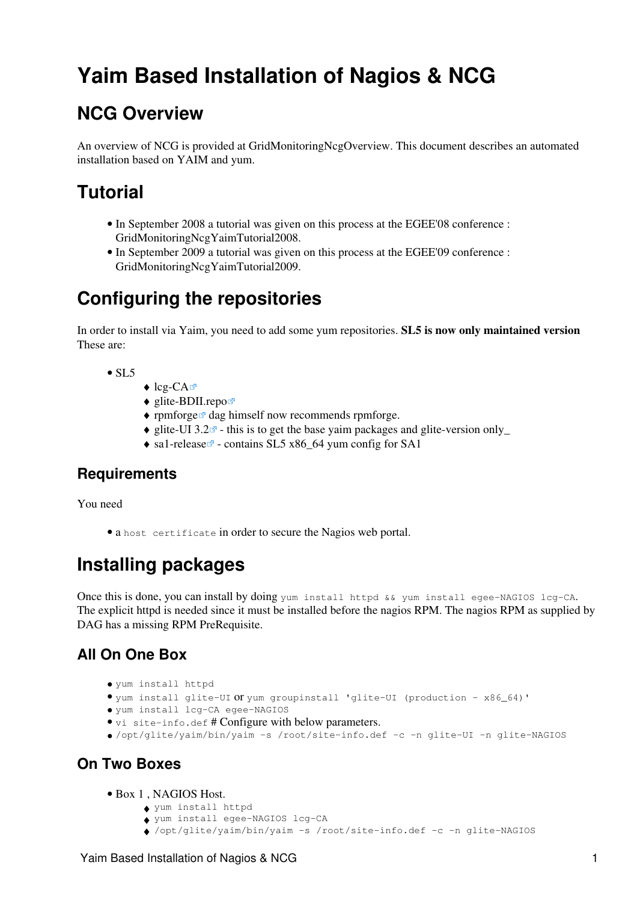# Yaim Based Installation of Nagios & NCG

## NCG Overview

An overview of NCG is provided at GridMonitoringNcgOverview. This document describes an automated installation based on YAIM and yum.

## Tutorial

- In September 2008 a tutorial was given on this process at the EGEE'08 conference : GridMonitoringNcgYaimTutorial2008.
- In September 2009 a tutorial was given on this process at the EGEE'09 conference : GridMonitoringNcgYaimTutorial2009.

## Configuring the repositories

In order to install via Yaim, you need to add some yum repositories. **SL5 is now only maintained version** These are:

- SL5
    - lcg-CA
    - glite-BDII.repo
    - rpmforge dag himself now recommends rpmforge.
    - glite-UI 3.2 - this is to get the base yaim packages and glite-version only_
    - sa1-release - contains SL5 x86_64 yum config for SA1

### Requirements

You need

- a `host certificate` in order to secure the Nagios web portal.

## Installing packages

Once this is done, you can install by doing `yum install httpd && yum install egee-NAGIOS lcg-CA`. The explicit httpd is needed since it must be installed before the nagios RPM. The nagios RPM as supplied by DAG has a missing RPM PreRequisite.

### All On One Box

- `yum install httpd`
- `yum install glite-UI` or `yum groupinstall 'glite-UI (production - x86_64)'`
- `yum install lcg-CA egee-NAGIOS`
- `vi site-info.def` # Configure with below parameters.
- `/opt/glite/yaim/bin/yaim -s /root/site-info.def -c -n glite-UI -n glite-NAGIOS`

### On Two Boxes

- Box 1 , NAGIOS Host.
    - `yum install httpd`
    - `yum install egee-NAGIOS lcg-CA`
    - `/opt/glite/yaim/bin/yaim -s /root/site-info.def -c -n glite-NAGIOS`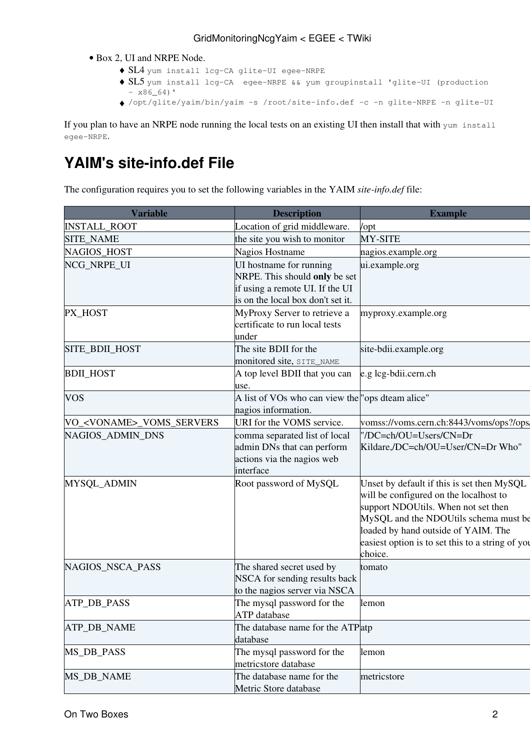- Box 2, UI and NRPE Node.
    - SL4 `yum install lcg-CA glite-UI egee-NRPE`
    - SL5 `yum install lcg-CA  egee-NRPE && yum groupinstall 'glite-UI (production - x86_64)'`
    - `/opt/glite/yaim/bin/yaim -s /root/site-info.def -c -n glite-NRPE -n glite-UI`

If you plan to have an NRPE node running the local tests on an existing UI then install that with `yum install egee-NRPE`.

## YAIM's site-info.def File

The configuration requires you to set the following variables in the YAIM *site-info.def* file:

| Variable | Description | Example |
|---|---|---|
| INSTALL_ROOT | Location of grid middleware. | /opt |
| SITE_NAME | the site you wish to monitor | MY-SITE |
| NAGIOS_HOST | Nagios Hostname | nagios.example.org |
| NCG_NRPE_UI | UI hostname for running NRPE. This should **only** be set if using a remote UI. If the UI is on the local box don't set it. | ui.example.org |
| PX_HOST | MyProxy Server to retrieve a certificate to run local tests under | myproxy.example.org |
| SITE_BDII_HOST | The site BDII for the monitored site, `SITE_NAME` | site-bdii.example.org |
| BDII_HOST | A top level BDII that you can use. | e.g lcg-bdii.cern.ch |
| VOS | A list of VOs who can view the nagios information. | "ops dteam alice" |
| VO_<VONAME>_VOMS_SERVERS | URI for the VOMS service. | vomss://voms.cern.ch:8443/voms/ops?/ops/ |
| NAGIOS_ADMIN_DNS | comma separated list of local admin DNs that can perform actions via the nagios web interface | "/DC=ch/OU=Users/CN=Dr Kildare,/DC=ch/OU=User/CN=Dr Who" |
| MYSQL_ADMIN | Root password of MySQL | Unset by default if this is set then MySQL will be configured on the localhost to support NDOUtils. When not set then MySQL and the NDOUtils schema must be loaded by hand outside of YAIM. The easiest option is to set this to a string of your choice. |
| NAGIOS_NSCA_PASS | The shared secret used by NSCA for sending results back to the nagios server via NSCA | tomato |
| ATP_DB_PASS | The mysql password for the ATP database | lemon |
| ATP_DB_NAME | The database name for the ATP database | atp |
| MS_DB_PASS | The mysql password for the metricstore database | lemon |
| MS_DB_NAME | The database name for the Metric Store database | metricstore |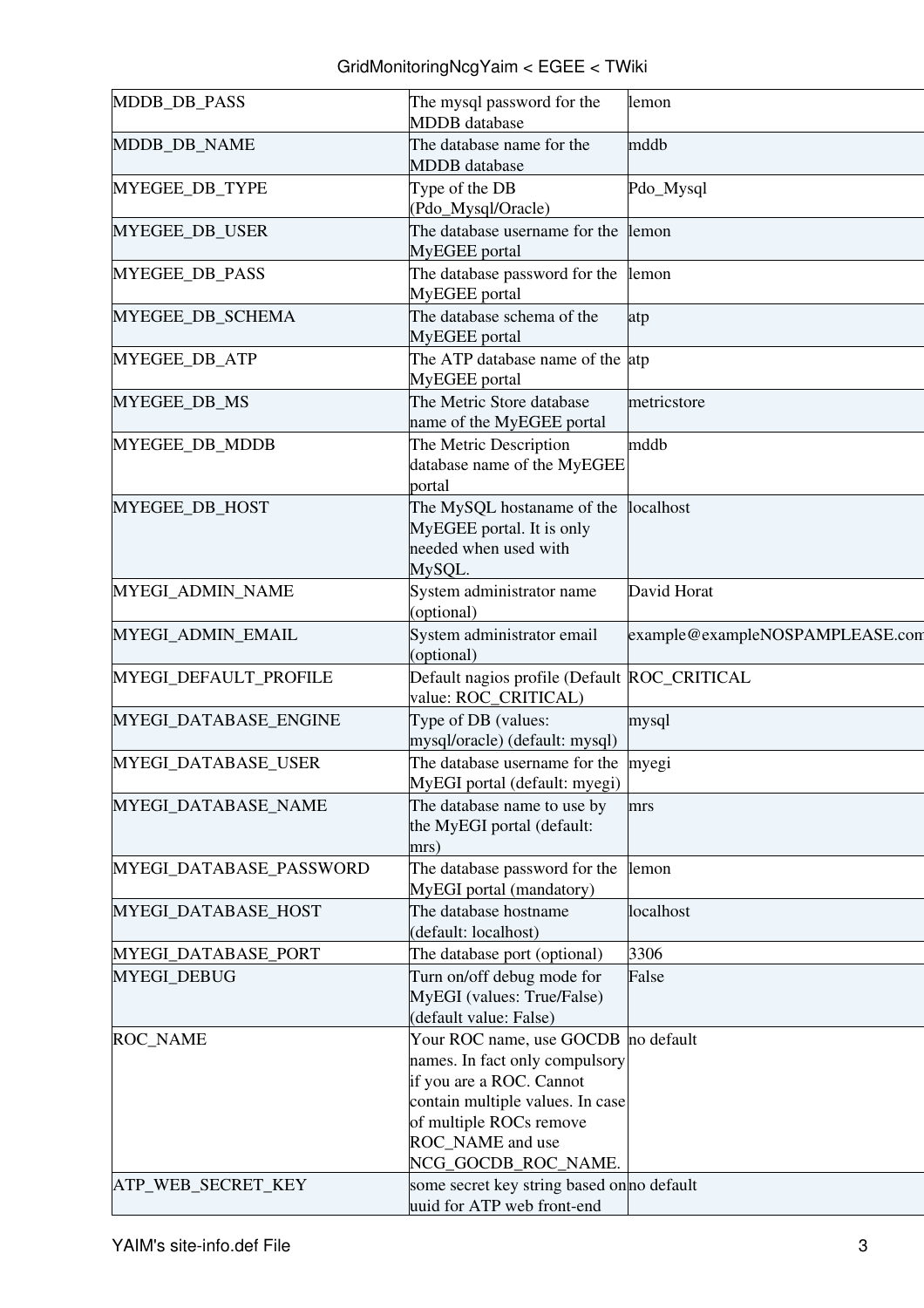| | | |
|---|---|---|
| MDDB_DB_PASS | The mysql password for the MDDB database | lemon |
| MDDB_DB_NAME | The database name for the MDDB database | mddb |
| MYEGEE_DB_TYPE | Type of the DB (Pdo_Mysql/Oracle) | Pdo_Mysql |
| MYEGEE_DB_USER | The database username for the MyEGEE portal | lemon |
| MYEGEE_DB_PASS | The database password for the MyEGEE portal | lemon |
| MYEGEE_DB_SCHEMA | The database schema of the MyEGEE portal | atp |
| MYEGEE_DB_ATP | The ATP database name of the MyEGEE portal | atp |
| MYEGEE_DB_MS | The Metric Store database name of the MyEGEE portal | metricstore |
| MYEGEE_DB_MDDB | The Metric Description database name of the MyEGEE portal | mddb |
| MYEGEE_DB_HOST | The MySQL hostaname of the MyEGEE portal. It is only needed when used with MySQL. | localhost |
| MYEGI_ADMIN_NAME | System administrator name (optional) | David Horat |
| MYEGI_ADMIN_EMAIL | System administrator email (optional) | example@exampleNOSPAMPLEASE.com |
| MYEGI_DEFAULT_PROFILE | Default nagios profile (Default value: ROC_CRITICAL) | ROC_CRITICAL |
| MYEGI_DATABASE_ENGINE | Type of DB (values: mysql/oracle) (default: mysql) | mysql |
| MYEGI_DATABASE_USER | The database username for the MyEGI portal (default: myegi) | myegi |
| MYEGI_DATABASE_NAME | The database name to use by the MyEGI portal (default: mrs) | mrs |
| MYEGI_DATABASE_PASSWORD | The database password for the MyEGI portal (mandatory) | lemon |
| MYEGI_DATABASE_HOST | The database hostname (default: localhost) | localhost |
| MYEGI_DATABASE_PORT | The database port (optional) | 3306 |
| MYEGI_DEBUG | Turn on/off debug mode for MyEGI (values: True/False) (default value: False) | False |
| ROC_NAME | Your ROC name, use GOCDB names. In fact only compulsory if you are a ROC. Cannot contain multiple values. In case of multiple ROCs remove ROC_NAME and use NCG_GOCDB_ROC_NAME. | no default |
| ATP_WEB_SECRET_KEY | some secret key string based on uuid for ATP web front-end | no default |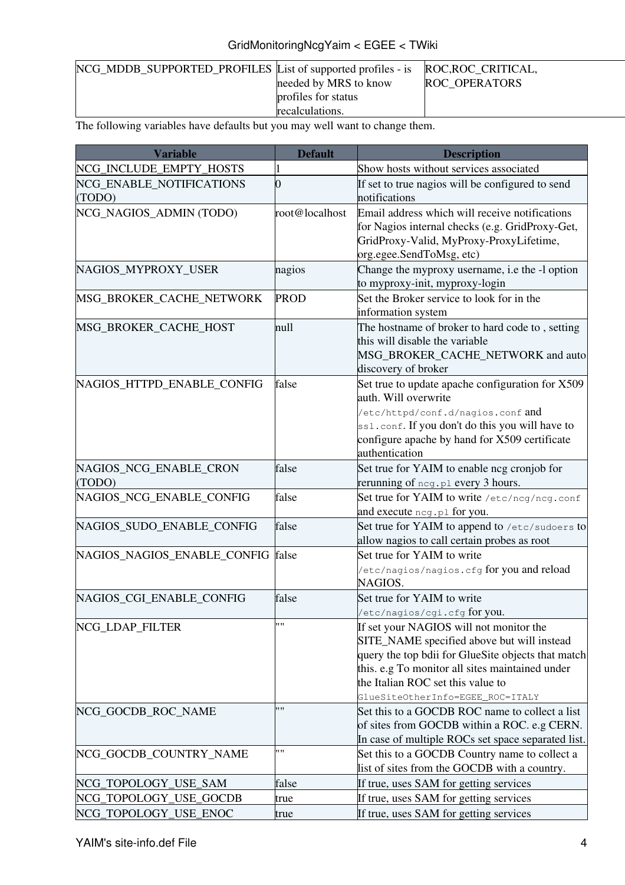| | | |
|---|---|---|
| NCG_MDDB_SUPPORTED_PROFILES | List of supported profiles - is needed by MRS to know profiles for status recalculations. | ROC,ROC_CRITICAL, ROC_OPERATORS |

The following variables have defaults but you may well want to change them.

| Variable | Default | Description |
|---|---|---|
| NCG_INCLUDE_EMPTY_HOSTS | 1 | Show hosts without services associated |
| NCG_ENABLE_NOTIFICATIONS (TODO) | 0 | If set to true nagios will be configured to send notifications |
| NCG_NAGIOS_ADMIN (TODO) | root@localhost | Email address which will receive notifications for Nagios internal checks (e.g. GridProxy-Get, GridProxy-Valid, MyProxy-ProxyLifetime, org.egee.SendToMsg, etc) |
| NAGIOS_MYPROXY_USER | nagios | Change the myproxy username, i.e the -l option to myproxy-init, myproxy-login |
| MSG_BROKER_CACHE_NETWORK | PROD | Set the Broker service to look for in the information system |
| MSG_BROKER_CACHE_HOST | null | The hostname of broker to hard code to , setting this will disable the variable MSG_BROKER_CACHE_NETWORK and auto discovery of broker |
| NAGIOS_HTTPD_ENABLE_CONFIG | false | Set true to update apache configuration for X509 auth. Will overwrite `/etc/httpd/conf.d/nagios.conf` and `ssl.conf`. If you don't do this you will have to configure apache by hand for X509 certificate authentication |
| NAGIOS_NCG_ENABLE_CRON (TODO) | false | Set true for YAIM to enable ncg cronjob for rerunning of `ncg.pl` every 3 hours. |
| NAGIOS_NCG_ENABLE_CONFIG | false | Set true for YAIM to write `/etc/ncg/ncg.conf` and execute `ncg.pl` for you. |
| NAGIOS_SUDO_ENABLE_CONFIG | false | Set true for YAIM to append to `/etc/sudoers` to allow nagios to call certain probes as root |
| NAGIOS_NAGIOS_ENABLE_CONFIG | false | Set true for YAIM to write `/etc/nagios/nagios.cfg` for you and reload NAGIOS. |
| NAGIOS_CGI_ENABLE_CONFIG | false | Set true for YAIM to write `/etc/nagios/cgi.cfg` for you. |
| NCG_LDAP_FILTER | "" | If set your NAGIOS will not monitor the SITE_NAME specified above but will instead query the top bdii for GlueSite objects that match this. e.g To monitor all sites maintained under the Italian ROC set this value to `GlueSiteOtherInfo=EGEE_ROC=ITALY` |
| NCG_GOCDB_ROC_NAME | "" | Set this to a GOCDB ROC name to collect a list of sites from GOCDB within a ROC. e.g CERN. In case of multiple ROCs set space separated list. |
| NCG_GOCDB_COUNTRY_NAME | "" | Set this to a GOCDB Country name to collect a list of sites from the GOCDB with a country. |
| NCG_TOPOLOGY_USE_SAM | false | If true, uses SAM for getting services |
| NCG_TOPOLOGY_USE_GOCDB | true | If true, uses SAM for getting services |
| NCG_TOPOLOGY_USE_ENOC | true | If true, uses SAM for getting services |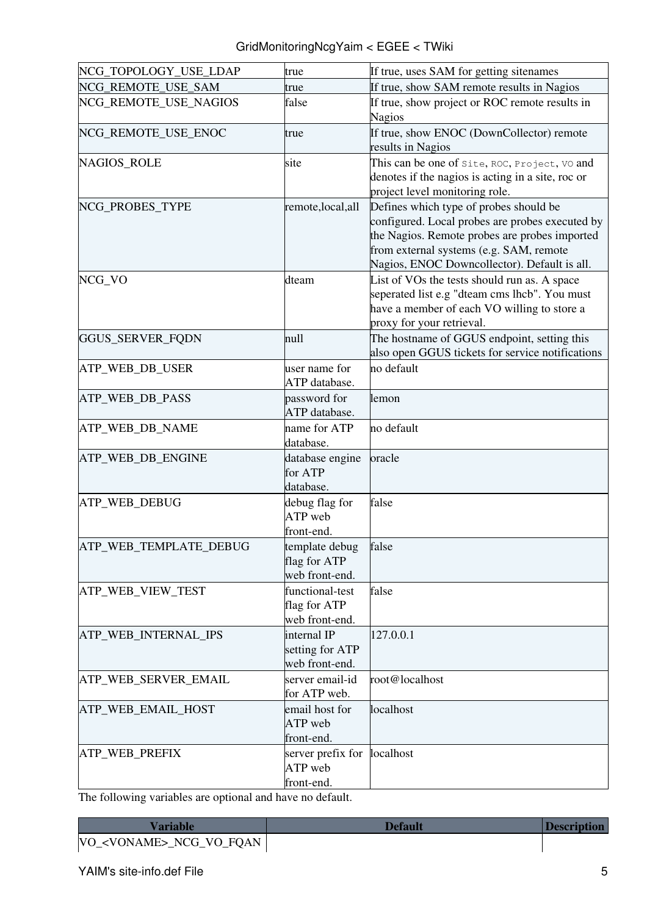| | | |
|---|---|---|
| NCG_TOPOLOGY_USE_LDAP | true | If true, uses SAM for getting sitenames |
| NCG_REMOTE_USE_SAM | true | If true, show SAM remote results in Nagios |
| NCG_REMOTE_USE_NAGIOS | false | If true, show project or ROC remote results in Nagios |
| NCG_REMOTE_USE_ENOC | true | If true, show ENOC (DownCollector) remote results in Nagios |
| NAGIOS_ROLE | site | This can be one of `site`, `ROC`, `Project`, `VO` and denotes if the nagios is acting in a site, roc or project level monitoring role. |
| NCG_PROBES_TYPE | remote,local,all | Defines which type of probes should be configured. Local probes are probes executed by the Nagios. Remote probes are probes imported from external systems (e.g. SAM, remote Nagios, ENOC Downcollector). Default is all. |
| NCG_VO | dteam | List of VOs the tests should run as. A space seperated list e.g "dteam cms lhcb". You must have a member of each VO willing to store a proxy for your retrieval. |
| GGUS_SERVER_FQDN | null | The hostname of GGUS endpoint, setting this also open GGUS tickets for service notifications |
| ATP_WEB_DB_USER | user name for ATP database. | no default |
| ATP_WEB_DB_PASS | password for ATP database. | lemon |
| ATP_WEB_DB_NAME | name for ATP database. | no default |
| ATP_WEB_DB_ENGINE | database engine for ATP database. | oracle |
| ATP_WEB_DEBUG | debug flag for ATP web front-end. | false |
| ATP_WEB_TEMPLATE_DEBUG | template debug flag for ATP web front-end. | false |
| ATP_WEB_VIEW_TEST | functional-test flag for ATP web front-end. | false |
| ATP_WEB_INTERNAL_IPS | internal IP setting for ATP web front-end. | 127.0.0.1 |
| ATP_WEB_SERVER_EMAIL | server email-id for ATP web. | root@localhost |
| ATP_WEB_EMAIL_HOST | email host for ATP web front-end. | localhost |
| ATP_WEB_PREFIX | server prefix for ATP web front-end. | localhost |

The following variables are optional and have no default.

| Variable | Default | Description |
|---|---|---|
| VO_<VONAME>_NCG_VO_FQAN | | |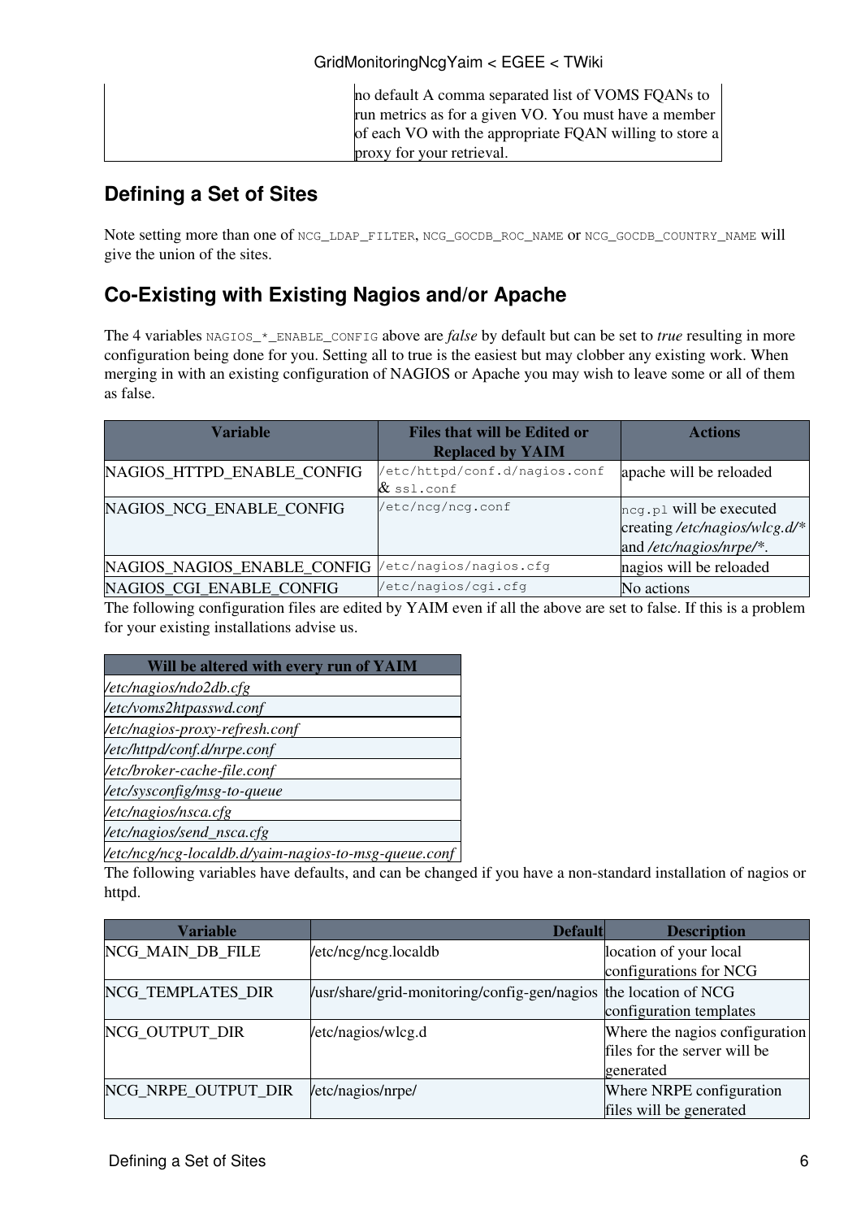| | no default A comma separated list of VOMS FQANs to run metrics as for a given VO. You must have a member of each VO with the appropriate FQAN willing to store a proxy for your retrieval. |
|---|---|

## Defining a Set of Sites

Note setting more than one of `NCG_LDAP_FILTER`, `NCG_GOCDB_ROC_NAME` or `NCG_GOCDB_COUNTRY_NAME` will give the union of the sites.

## Co-Existing with Existing Nagios and/or Apache

The 4 variables `NAGIOS_*_ENABLE_CONFIG` above are *false* by default but can be set to *true* resulting in more configuration being done for you. Setting all to true is the easiest but may clobber any existing work. When merging in with an existing configuration of NAGIOS or Apache you may wish to leave some or all of them as false.

| Variable | Files that will be Edited or Replaced by YAIM | Actions |
|---|---|---|
| NAGIOS_HTTPD_ENABLE_CONFIG | `/etc/httpd/conf.d/nagios.conf` & `ssl.conf` | apache will be reloaded |
| NAGIOS_NCG_ENABLE_CONFIG | `/etc/ncg/ncg.conf` | `ncg.pl` will be executed creating */etc/nagios/wlcg.d/** and */etc/nagios/nrpe/**. |
| NAGIOS_NAGIOS_ENABLE_CONFIG | `/etc/nagios/nagios.cfg` | nagios will be reloaded |
| NAGIOS_CGI_ENABLE_CONFIG | `/etc/nagios/cgi.cfg` | No actions |

The following configuration files are edited by YAIM even if all the above are set to false. If this is a problem for your existing installations advise us.

| Will be altered with every run of YAIM |
|---|
| */etc/nagios/ndo2db.cfg* |
| */etc/voms2htpasswd.conf* |
| */etc/nagios-proxy-refresh.conf* |
| */etc/httpd/conf.d/nrpe.conf* |
| */etc/broker-cache-file.conf* |
| */etc/sysconfig/msg-to-queue* |
| */etc/nagios/nsca.cfg* |
| */etc/nagios/send_nsca.cfg* |
| */etc/ncg/ncg-localdb.d/yaim-nagios-to-msg-queue.conf* |

The following variables have defaults, and can be changed if you have a non-standard installation of nagios or httpd.

| Variable | Default | Description |
|---|---|---|
| NCG_MAIN_DB_FILE | /etc/ncg/ncg.localdb | location of your local configurations for NCG |
| NCG_TEMPLATES_DIR | /usr/share/grid-monitoring/config-gen/nagios | the location of NCG configuration templates |
| NCG_OUTPUT_DIR | /etc/nagios/wlcg.d | Where the nagios configuration files for the server will be generated |
| NCG_NRPE_OUTPUT_DIR | /etc/nagios/nrpe/ | Where NRPE configuration files will be generated |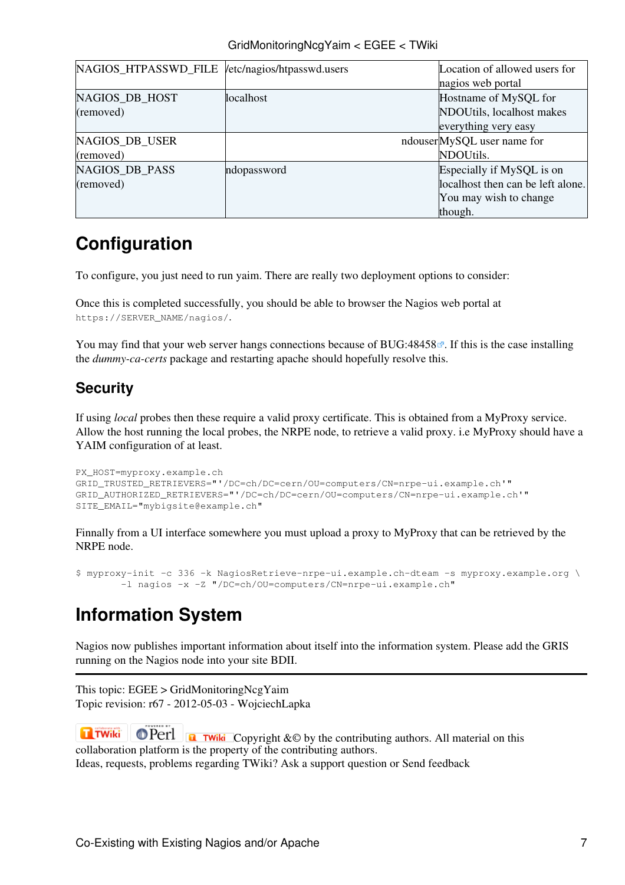| | | |
|---|---|---|
| NAGIOS_HTPASSWD_FILE | /etc/nagios/htpasswd.users | Location of allowed users for nagios web portal |
| NAGIOS_DB_HOST (removed) | localhost | Hostname of MySQL for NDOUtils, localhost makes everything very easy |
| NAGIOS_DB_USER (removed) | ndouser | MySQL user name for NDOUtils. |
| NAGIOS_DB_PASS (removed) | ndopassword | Especially if MySQL is on localhost then can be left alone. You may wish to change though. |

# Configuration

To configure, you just need to run yaim. There are really two deployment options to consider:

Once this is completed successfully, you should be able to browser the Nagios web portal at `https://SERVER_NAME/nagios/`.

You may find that your web server hangs connections because of BUG:48458. If this is the case installing the *dummy-ca-certs* package and restarting apache should hopefully resolve this.

## Security

If using *local* probes then these require a valid proxy certificate. This is obtained from a MyProxy service. Allow the host running the local probes, the NRPE node, to retrieve a valid proxy. i.e MyProxy should have a YAIM configuration of at least.

```
PX_HOST=myproxy.example.ch
GRID_TRUSTED_RETRIEVERS="'/DC=ch/DC=cern/OU=computers/CN=nrpe-ui.example.ch'"
GRID_AUTHORIZED_RETRIEVERS="'/DC=ch/DC=cern/OU=computers/CN=nrpe-ui.example.ch'"
SITE_EMAIL="mybigsite@example.ch"
```

Finnally from a UI interface somewhere you must upload a proxy to MyProxy that can be retrieved by the NRPE node.

```
$ myproxy-init -c 336 -k NagiosRetrieve-nrpe-ui.example.ch-dteam -s myproxy.example.org \
        -l nagios -x -Z "/DC=ch/OU=computers/CN=nrpe-ui.example.ch"
```

# Information System

Nagios now publishes important information about itself into the information system. Please add the GRIS running on the Nagios node into your site BDII.

---

This topic: EGEE > GridMonitoringNcgYaim
Topic revision: r67 - 2012-05-03 - WojciechLapka

Copyright &© by the contributing authors. All material on this collaboration platform is the property of the contributing authors.
Ideas, requests, problems regarding TWiki? Ask a support question or Send feedback